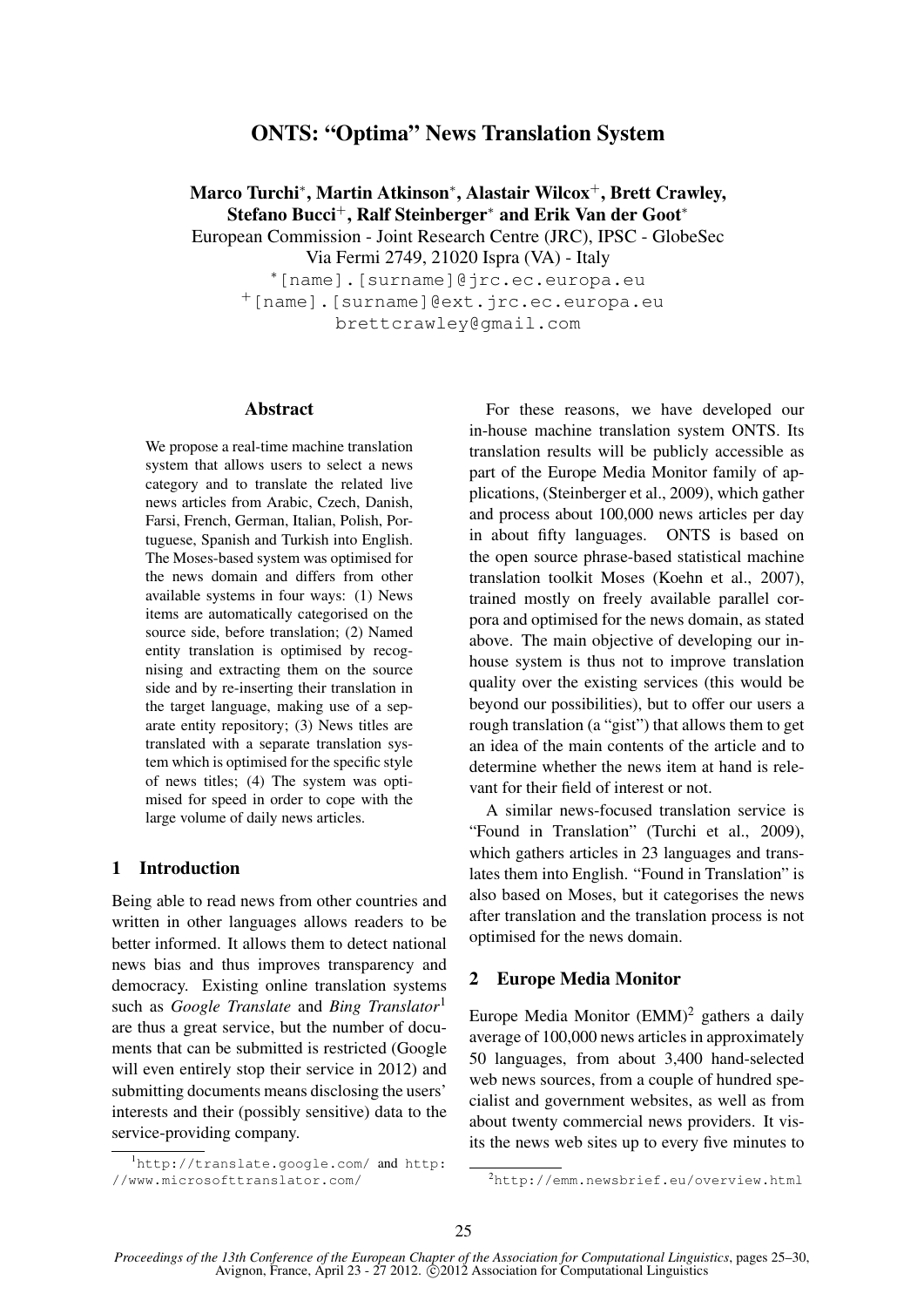# ONTS: "Optima" News Translation System

**Marco Turchi\*, Martin Atkinson\*, Alastair Wilcox+, Brett Crawley, Stefano Bucci+, Ralf Steinberger\* and Erik Van der Goot\***

European Commission - Joint Research Centre (JRC), IPSC - GlobeSec
Via Fermi 2749, 21020 Ispra (VA) - Italy
\*[name].[surname]@jrc.ec.europa.eu
+[name].[surname]@ext.jrc.ec.europa.eu
brettcrawley@gmail.com

## Abstract

We propose a real-time machine translation system that allows users to select a news category and to translate the related live news articles from Arabic, Czech, Danish, Farsi, French, German, Italian, Polish, Portuguese, Spanish and Turkish into English. The Moses-based system was optimised for the news domain and differs from other available systems in four ways: (1) News items are automatically categorised on the source side, before translation; (2) Named entity translation is optimised by recognising and extracting them on the source side and by re-inserting their translation in the target language, making use of a separate entity repository; (3) News titles are translated with a separate translation system which is optimised for the specific style of news titles; (4) The system was optimised for speed in order to cope with the large volume of daily news articles.

## 1 Introduction

Being able to read news from other countries and written in other languages allows readers to be better informed. It allows them to detect national news bias and thus improves transparency and democracy. Existing online translation systems such as *Google Translate* and *Bing Translator*[1] are thus a great service, but the number of documents that can be submitted is restricted (Google will even entirely stop their service in 2012) and submitting documents means disclosing the users' interests and their (possibly sensitive) data to the service-providing company.

For these reasons, we have developed our in-house machine translation system ONTS. Its translation results will be publicly accessible as part of the Europe Media Monitor family of applications, (Steinberger et al., 2009), which gather and process about 100,000 news articles per day in about fifty languages. ONTS is based on the open source phrase-based statistical machine translation toolkit Moses (Koehn et al., 2007), trained mostly on freely available parallel corpora and optimised for the news domain, as stated above. The main objective of developing our in-house system is thus not to improve translation quality over the existing services (this would be beyond our possibilities), but to offer our users a rough translation (a "gist") that allows them to get an idea of the main contents of the article and to determine whether the news item at hand is relevant for their field of interest or not.

A similar news-focused translation service is "Found in Translation" (Turchi et al., 2009), which gathers articles in 23 languages and translates them into English. "Found in Translation" is also based on Moses, but it categorises the news after translation and the translation process is not optimised for the news domain.

## 2 Europe Media Monitor

Europe Media Monitor (EMM)[2] gathers a daily average of 100,000 news articles in approximately 50 languages, from about 3,400 hand-selected web news sources, from a couple of hundred specialist and government websites, as well as from about twenty commercial news providers. It visits the news web sites up to every five minutes to

[1] http://translate.google.com/ and http://www.microsofttranslator.com/

[2] http://emm.newsbrief.eu/overview.html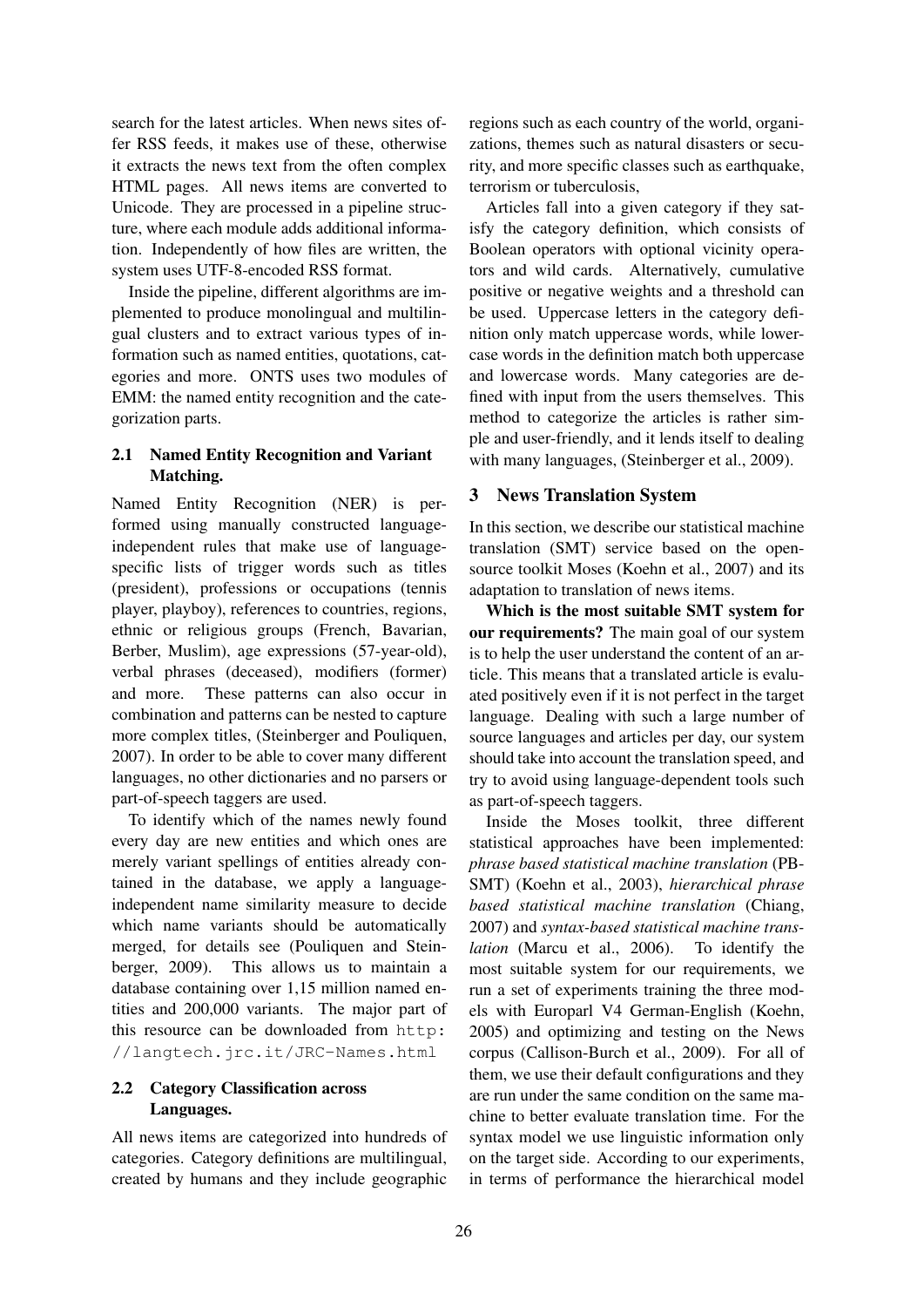search for the latest articles. When news sites offer RSS feeds, it makes use of these, otherwise it extracts the news text from the often complex HTML pages. All news items are converted to Unicode. They are processed in a pipeline structure, where each module adds additional information. Independently of how files are written, the system uses UTF-8-encoded RSS format.

Inside the pipeline, different algorithms are implemented to produce monolingual and multilingual clusters and to extract various types of information such as named entities, quotations, categories and more. ONTS uses two modules of EMM: the named entity recognition and the categorization parts.

### 2.1 Named Entity Recognition and Variant Matching.

Named Entity Recognition (NER) is performed using manually constructed language-independent rules that make use of language-specific lists of trigger words such as titles (president), professions or occupations (tennis player, playboy), references to countries, regions, ethnic or religious groups (French, Bavarian, Berber, Muslim), age expressions (57-year-old), verbal phrases (deceased), modifiers (former) and more. These patterns can also occur in combination and patterns can be nested to capture more complex titles, (Steinberger and Pouliquen, 2007). In order to be able to cover many different languages, no other dictionaries and no parsers or part-of-speech taggers are used.

To identify which of the names newly found every day are new entities and which ones are merely variant spellings of entities already contained in the database, we apply a language-independent name similarity measure to decide which name variants should be automatically merged, for details see (Pouliquen and Steinberger, 2009). This allows us to maintain a database containing over 1,15 million named entities and 200,000 variants. The major part of this resource can be downloaded from `http://langtech.jrc.it/JRC-Names.html`

### 2.2 Category Classification across Languages.

All news items are categorized into hundreds of categories. Category definitions are multilingual, created by humans and they include geographic regions such as each country of the world, organizations, themes such as natural disasters or security, and more specific classes such as earthquake, terrorism or tuberculosis,

Articles fall into a given category if they satisfy the category definition, which consists of Boolean operators with optional vicinity operators and wild cards. Alternatively, cumulative positive or negative weights and a threshold can be used. Uppercase letters in the category definition only match uppercase words, while lowercase words in the definition match both uppercase and lowercase words. Many categories are defined with input from the users themselves. This method to categorize the articles is rather simple and user-friendly, and it lends itself to dealing with many languages, (Steinberger et al., 2009).

## 3 News Translation System

In this section, we describe our statistical machine translation (SMT) service based on the open-source toolkit Moses (Koehn et al., 2007) and its adaptation to translation of news items.

**Which is the most suitable SMT system for our requirements?** The main goal of our system is to help the user understand the content of an article. This means that a translated article is evaluated positively even if it is not perfect in the target language. Dealing with such a large number of source languages and articles per day, our system should take into account the translation speed, and try to avoid using language-dependent tools such as part-of-speech taggers.

Inside the Moses toolkit, three different statistical approaches have been implemented: *phrase based statistical machine translation* (PB-SMT) (Koehn et al., 2003), *hierarchical phrase based statistical machine translation* (Chiang, 2007) and *syntax-based statistical machine translation* (Marcu et al., 2006). To identify the most suitable system for our requirements, we run a set of experiments training the three models with Europarl V4 German-English (Koehn, 2005) and optimizing and testing on the News corpus (Callison-Burch et al., 2009). For all of them, we use their default configurations and they are run under the same condition on the same machine to better evaluate translation time. For the syntax model we use linguistic information only on the target side. According to our experiments, in terms of performance the hierarchical model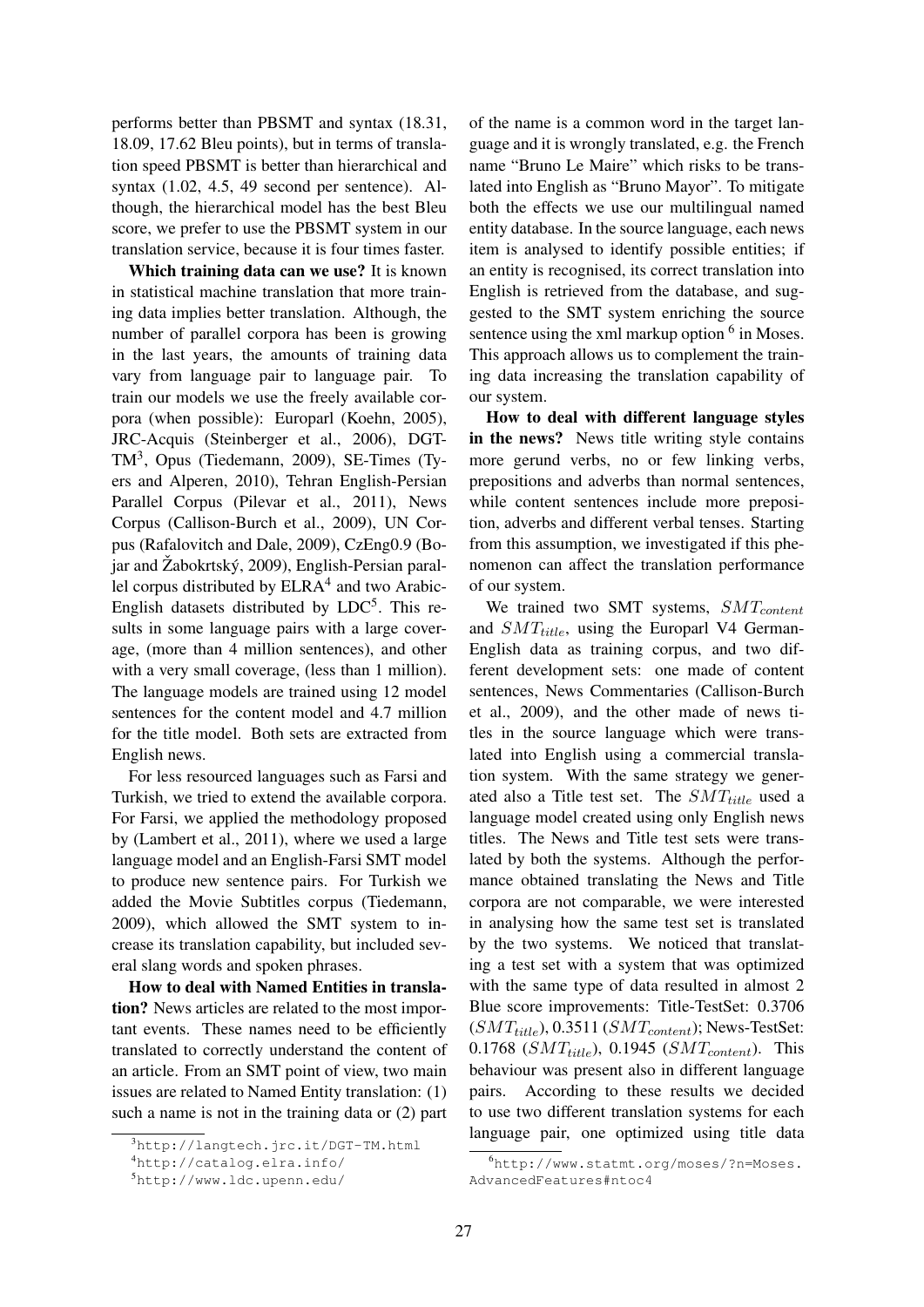performs better than PBSMT and syntax (18.31, 18.09, 17.62 Bleu points), but in terms of translation speed PBSMT is better than hierarchical and syntax (1.02, 4.5, 49 second per sentence). Although, the hierarchical model has the best Bleu score, we prefer to use the PBSMT system in our translation service, because it is four times faster.

**Which training data can we use?** It is known in statistical machine translation that more training data implies better translation. Although, the number of parallel corpora has been is growing in the last years, the amounts of training data vary from language pair to language pair. To train our models we use the freely available corpora (when possible): Europarl (Koehn, 2005), JRC-Acquis (Steinberger et al., 2006), DGT-TM[3], Opus (Tiedemann, 2009), SE-Times (Tyers and Alperen, 2010), Tehran English-Persian Parallel Corpus (Pilevar et al., 2011), News Corpus (Callison-Burch et al., 2009), UN Corpus (Rafalovitch and Dale, 2009), CzEng0.9 (Bojar and Žabokrtský, 2009), English-Persian parallel corpus distributed by ELRA[4] and two Arabic-English datasets distributed by LDC[5]. This results in some language pairs with a large coverage, (more than 4 million sentences), and other with a very small coverage, (less than 1 million). The language models are trained using 12 model sentences for the content model and 4.7 million for the title model. Both sets are extracted from English news.

For less resourced languages such as Farsi and Turkish, we tried to extend the available corpora. For Farsi, we applied the methodology proposed by (Lambert et al., 2011), where we used a large language model and an English-Farsi SMT model to produce new sentence pairs. For Turkish we added the Movie Subtitles corpus (Tiedemann, 2009), which allowed the SMT system to increase its translation capability, but included several slang words and spoken phrases.

**How to deal with Named Entities in translation?** News articles are related to the most important events. These names need to be efficiently translated to correctly understand the content of an article. From an SMT point of view, two main issues are related to Named Entity translation: (1) such a name is not in the training data or (2) part of the name is a common word in the target language and it is wrongly translated, e.g. the French name "Bruno Le Maire" which risks to be translated into English as "Bruno Mayor". To mitigate both the effects we use our multilingual named entity database. In the source language, each news item is analysed to identify possible entities; if an entity is recognised, its correct translation into English is retrieved from the database, and suggested to the SMT system enriching the source sentence using the xml markup option [6] in Moses. This approach allows us to complement the training data increasing the translation capability of our system.

**How to deal with different language styles in the news?** News title writing style contains more gerund verbs, no or few linking verbs, prepositions and adverbs than normal sentences, while content sentences include more preposition, adverbs and different verbal tenses. Starting from this assumption, we investigated if this phenomenon can affect the translation performance of our system.

We trained two SMT systems, $SMT_{content}$ and $SMT_{title}$, using the Europarl V4 German-English data as training corpus, and two different development sets: one made of content sentences, News Commentaries (Callison-Burch et al., 2009), and the other made of news titles in the source language which were translated into English using a commercial translation system. With the same strategy we generated also a Title test set. The $SMT_{title}$ used a language model created using only English news titles. The News and Title test sets were translated by both the systems. Although the performance obtained translating the News and Title corpora are not comparable, we were interested in analysing how the same test set is translated by the two systems. We noticed that translating a test set with a system that was optimized with the same type of data resulted in almost 2 Blue score improvements: Title-TestSet: 0.3706 ($SMT_{title}$), 0.3511 ($SMT_{content}$); News-TestSet: 0.1768 ($SMT_{title}$), 0.1945 ($SMT_{content}$). This behaviour was present also in different language pairs. According to these results we decided to use two different translation systems for each language pair, one optimized using title data

[3] http://langtech.jrc.it/DGT-TM.html

[4] http://catalog.elra.info/

[5] http://www.ldc.upenn.edu/

[6] http://www.statmt.org/moses/?n=Moses.AdvancedFeatures#ntoc4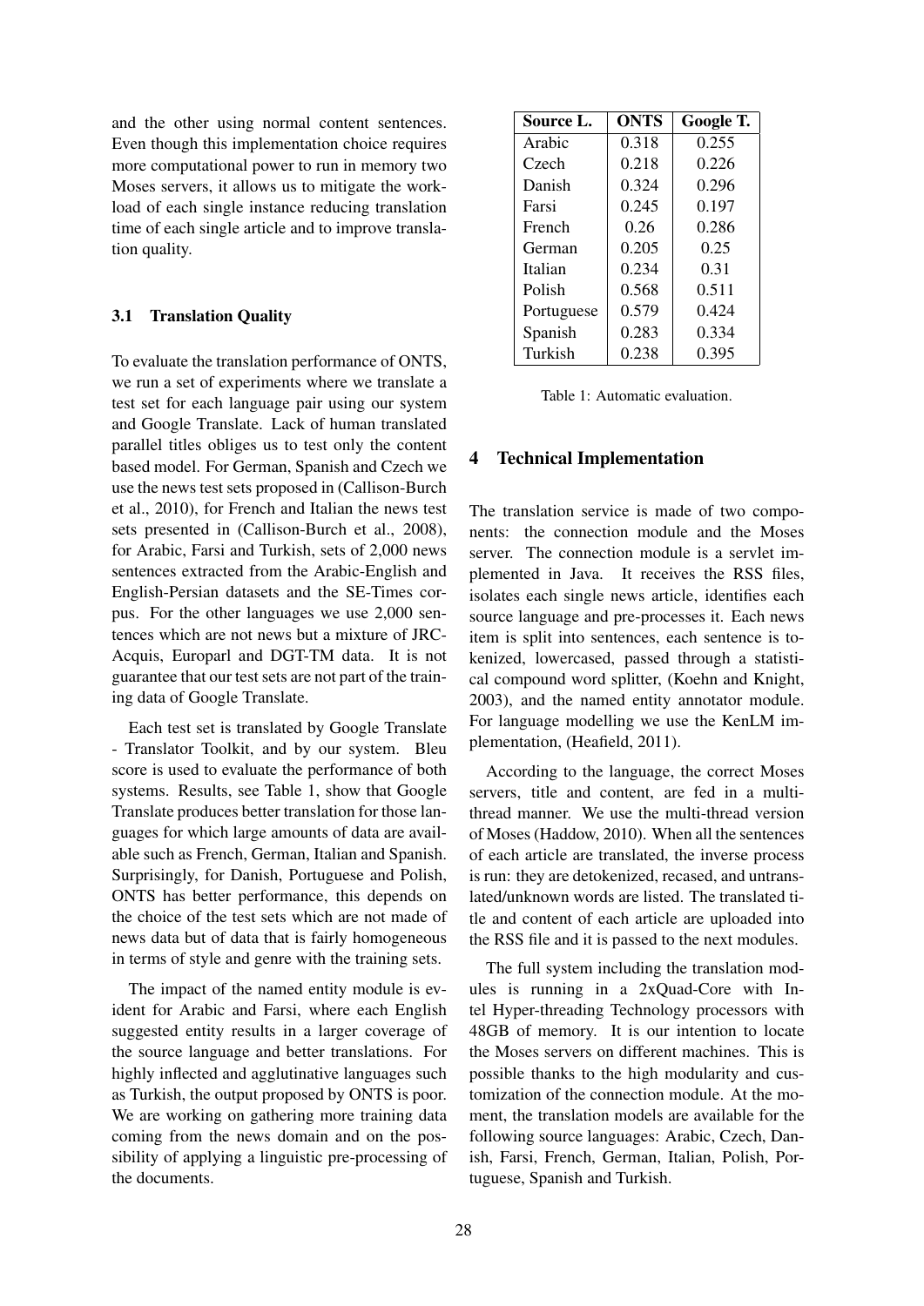and the other using normal content sentences. Even though this implementation choice requires more computational power to run in memory two Moses servers, it allows us to mitigate the workload of each single instance reducing translation time of each single article and to improve translation quality.

### 3.1 Translation Quality

To evaluate the translation performance of ONTS, we run a set of experiments where we translate a test set for each language pair using our system and Google Translate. Lack of human translated parallel titles obliges us to test only the content based model. For German, Spanish and Czech we use the news test sets proposed in (Callison-Burch et al., 2010), for French and Italian the news test sets presented in (Callison-Burch et al., 2008), for Arabic, Farsi and Turkish, sets of 2,000 news sentences extracted from the Arabic-English and English-Persian datasets and the SE-Times corpus. For the other languages we use 2,000 sentences which are not news but a mixture of JRC-Acquis, Europarl and DGT-TM data. It is not guarantee that our test sets are not part of the training data of Google Translate.

Each test set is translated by Google Translate - Translator Toolkit, and by our system. Bleu score is used to evaluate the performance of both systems. Results, see Table 1, show that Google Translate produces better translation for those languages for which large amounts of data are available such as French, German, Italian and Spanish. Surprisingly, for Danish, Portuguese and Polish, ONTS has better performance, this depends on the choice of the test sets which are not made of news data but of data that is fairly homogeneous in terms of style and genre with the training sets.

The impact of the named entity module is evident for Arabic and Farsi, where each English suggested entity results in a larger coverage of the source language and better translations. For highly inflected and agglutinative languages such as Turkish, the output proposed by ONTS is poor. We are working on gathering more training data coming from the news domain and on the possibility of applying a linguistic pre-processing of the documents.

| Source L. | ONTS | Google T. |
|---|---|---|
| Arabic | 0.318 | 0.255 |
| Czech | 0.218 | 0.226 |
| Danish | 0.324 | 0.296 |
| Farsi | 0.245 | 0.197 |
| French | 0.26 | 0.286 |
| German | 0.205 | 0.25 |
| Italian | 0.234 | 0.31 |
| Polish | 0.568 | 0.511 |
| Portuguese | 0.579 | 0.424 |
| Spanish | 0.283 | 0.334 |
| Turkish | 0.238 | 0.395 |

Table 1: Automatic evaluation.

## 4 Technical Implementation

The translation service is made of two components: the connection module and the Moses server. The connection module is a servlet implemented in Java. It receives the RSS files, isolates each single news article, identifies each source language and pre-processes it. Each news item is split into sentences, each sentence is tokenized, lowercased, passed through a statistical compound word splitter, (Koehn and Knight, 2003), and the named entity annotator module. For language modelling we use the KenLM implementation, (Heafield, 2011).

According to the language, the correct Moses servers, title and content, are fed in a multi-thread manner. We use the multi-thread version of Moses (Haddow, 2010). When all the sentences of each article are translated, the inverse process is run: they are detokenized, recased, and untranslated/unknown words are listed. The translated title and content of each article are uploaded into the RSS file and it is passed to the next modules.

The full system including the translation modules is running in a 2xQuad-Core with Intel Hyper-threading Technology processors with 48GB of memory. It is our intention to locate the Moses servers on different machines. This is possible thanks to the high modularity and customization of the connection module. At the moment, the translation models are available for the following source languages: Arabic, Czech, Danish, Farsi, French, German, Italian, Polish, Portuguese, Spanish and Turkish.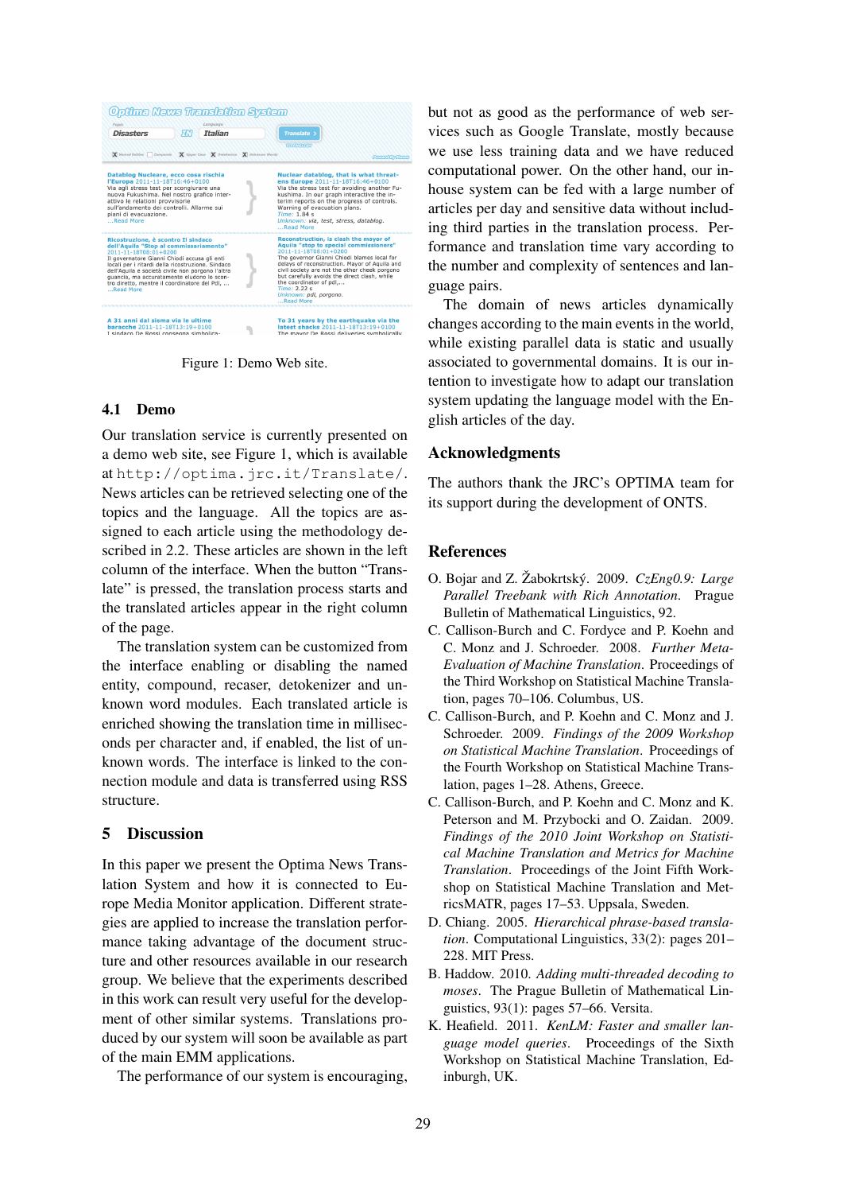Figure 1: Demo Web site.

### 4.1 Demo

Our translation service is currently presented on a demo web site, see Figure 1, which is available at http://optima.jrc.it/Translate/. News articles can be retrieved selecting one of the topics and the language. All the topics are assigned to each article using the methodology described in 2.2. These articles are shown in the left column of the interface. When the button "Translate" is pressed, the translation process starts and the translated articles appear in the right column of the page.

The translation system can be customized from the interface enabling or disabling the named entity, compound, recaser, detokenizer and unknown word modules. Each translated article is enriched showing the translation time in milliseconds per character and, if enabled, the list of unknown words. The interface is linked to the connection module and data is transferred using RSS structure.

## 5 Discussion

In this paper we present the Optima News Translation System and how it is connected to Europe Media Monitor application. Different strategies are applied to increase the translation performance taking advantage of the document structure and other resources available in our research group. We believe that the experiments described in this work can result very useful for the development of other similar systems. Translations produced by our system will soon be available as part of the main EMM applications.

The performance of our system is encouraging, but not as good as the performance of web services such as Google Translate, mostly because we use less training data and we have reduced computational power. On the other hand, our in-house system can be fed with a large number of articles per day and sensitive data without including third parties in the translation process. Performance and translation time vary according to the number and complexity of sentences and language pairs.

The domain of news articles dynamically changes according to the main events in the world, while existing parallel data is static and usually associated to governmental domains. It is our intention to investigate how to adapt our translation system updating the language model with the English articles of the day.

## Acknowledgments

The authors thank the JRC's OPTIMA team for its support during the development of ONTS.

## References

O. Bojar and Z. Žabokrtský. 2009. *CzEng0.9: Large Parallel Treebank with Rich Annotation.* Prague Bulletin of Mathematical Linguistics, 92.

C. Callison-Burch and C. Fordyce and P. Koehn and C. Monz and J. Schroeder. 2008. *Further Meta-Evaluation of Machine Translation*. Proceedings of the Third Workshop on Statistical Machine Translation, pages 70–106. Columbus, US.

C. Callison-Burch, and P. Koehn and C. Monz and J. Schroeder. 2009. *Findings of the 2009 Workshop on Statistical Machine Translation*. Proceedings of the Fourth Workshop on Statistical Machine Translation, pages 1–28. Athens, Greece.

C. Callison-Burch, and P. Koehn and C. Monz and K. Peterson and M. Przybocki and O. Zaidan. 2009. *Findings of the 2010 Joint Workshop on Statistical Machine Translation and Metrics for Machine Translation*. Proceedings of the Joint Fifth Workshop on Statistical Machine Translation and MetricsMATR, pages 17–53. Uppsala, Sweden.

D. Chiang. 2005. *Hierarchical phrase-based translation*. Computational Linguistics, 33(2): pages 201–228. MIT Press.

B. Haddow. 2010. *Adding multi-threaded decoding to moses*. The Prague Bulletin of Mathematical Linguistics, 93(1): pages 57–66. Versita.

K. Heafield. 2011. *KenLM: Faster and smaller language model queries*. Proceedings of the Sixth Workshop on Statistical Machine Translation, Edinburgh, UK.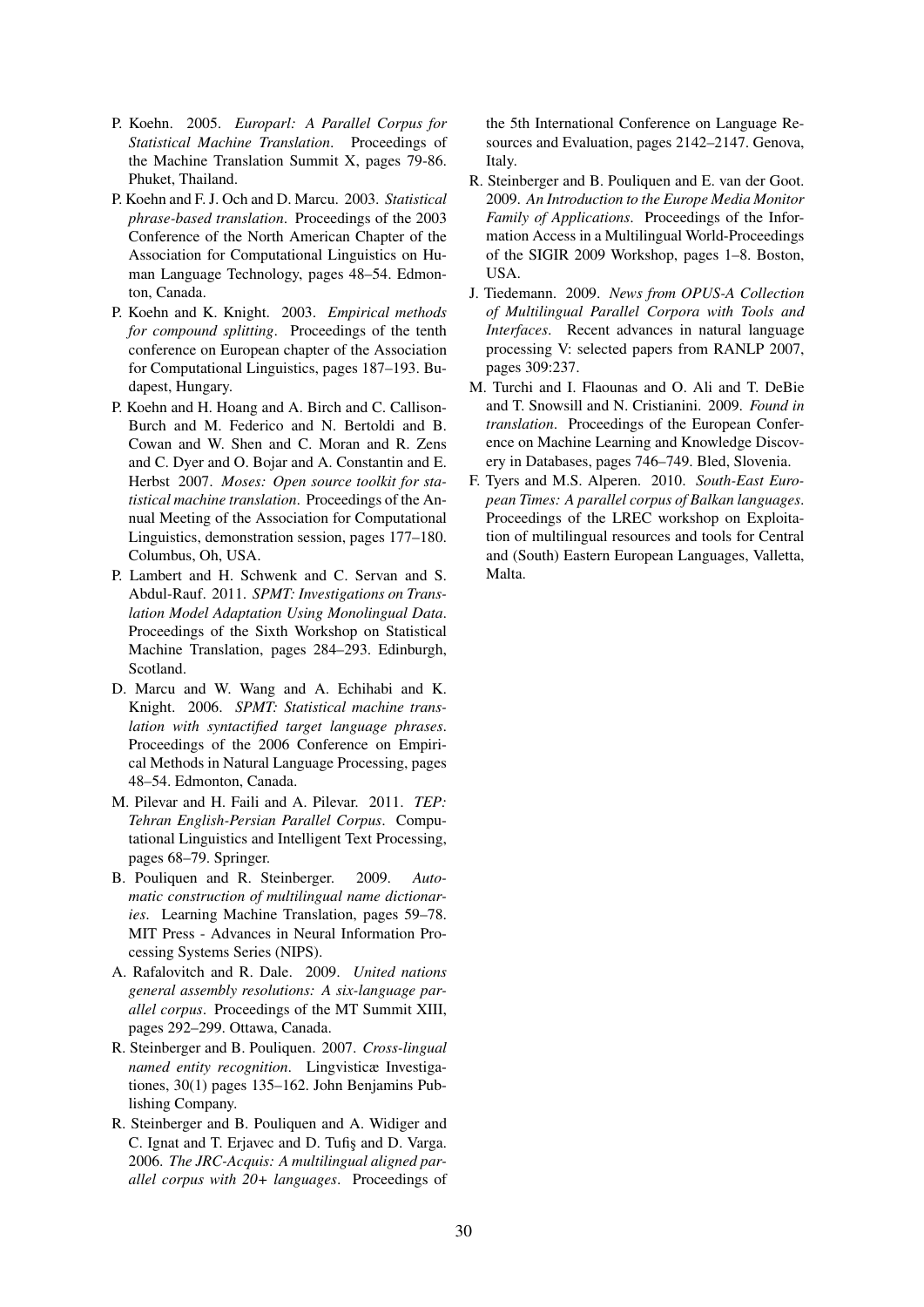P. Koehn. 2005. *Europarl: A Parallel Corpus for Statistical Machine Translation*. Proceedings of the Machine Translation Summit X, pages 79-86. Phuket, Thailand.

P. Koehn and F. J. Och and D. Marcu. 2003. *Statistical phrase-based translation*. Proceedings of the 2003 Conference of the North American Chapter of the Association for Computational Linguistics on Human Language Technology, pages 48–54. Edmonton, Canada.

P. Koehn and K. Knight. 2003. *Empirical methods for compound splitting*. Proceedings of the tenth conference on European chapter of the Association for Computational Linguistics, pages 187–193. Budapest, Hungary.

P. Koehn and H. Hoang and A. Birch and C. Callison-Burch and M. Federico and N. Bertoldi and B. Cowan and W. Shen and C. Moran and R. Zens and C. Dyer and O. Bojar and A. Constantin and E. Herbst 2007. *Moses: Open source toolkit for statistical machine translation*. Proceedings of the Annual Meeting of the Association for Computational Linguistics, demonstration session, pages 177–180. Columbus, Oh, USA.

P. Lambert and H. Schwenk and C. Servan and S. Abdul-Rauf. 2011. *SPMT: Investigations on Translation Model Adaptation Using Monolingual Data*. Proceedings of the Sixth Workshop on Statistical Machine Translation, pages 284–293. Edinburgh, Scotland.

D. Marcu and W. Wang and A. Echihabi and K. Knight. 2006. *SPMT: Statistical machine translation with syntactified target language phrases*. Proceedings of the 2006 Conference on Empirical Methods in Natural Language Processing, pages 48–54. Edmonton, Canada.

M. Pilevar and H. Faili and A. Pilevar. 2011. *TEP: Tehran English-Persian Parallel Corpus*. Computational Linguistics and Intelligent Text Processing, pages 68–79. Springer.

B. Pouliquen and R. Steinberger. 2009. *Automatic construction of multilingual name dictionaries*. Learning Machine Translation, pages 59–78. MIT Press - Advances in Neural Information Processing Systems Series (NIPS).

A. Rafalovitch and R. Dale. 2009. *United nations general assembly resolutions: A six-language parallel corpus*. Proceedings of the MT Summit XIII, pages 292–299. Ottawa, Canada.

R. Steinberger and B. Pouliquen. 2007. *Cross-lingual named entity recognition*. Lingvisticæ Investigationes, 30(1) pages 135–162. John Benjamins Publishing Company.

R. Steinberger and B. Pouliquen and A. Widiger and C. Ignat and T. Erjavec and D. Tufiş and D. Varga. 2006. *The JRC-Acquis: A multilingual aligned parallel corpus with 20+ languages*. Proceedings of the 5th International Conference on Language Resources and Evaluation, pages 2142–2147. Genova, Italy.

R. Steinberger and B. Pouliquen and E. van der Goot. 2009. *An Introduction to the Europe Media Monitor Family of Applications*. Proceedings of the Information Access in a Multilingual World-Proceedings of the SIGIR 2009 Workshop, pages 1–8. Boston, USA.

J. Tiedemann. 2009. *News from OPUS-A Collection of Multilingual Parallel Corpora with Tools and Interfaces*. Recent advances in natural language processing V: selected papers from RANLP 2007, pages 309:237.

M. Turchi and I. Flaounas and O. Ali and T. DeBie and T. Snowsill and N. Cristianini. 2009. *Found in translation*. Proceedings of the European Conference on Machine Learning and Knowledge Discovery in Databases, pages 746–749. Bled, Slovenia.

F. Tyers and M.S. Alperen. 2010. *South-East European Times: A parallel corpus of Balkan languages*. Proceedings of the LREC workshop on Exploitation of multilingual resources and tools for Central and (South) Eastern European Languages, Valletta, Malta.